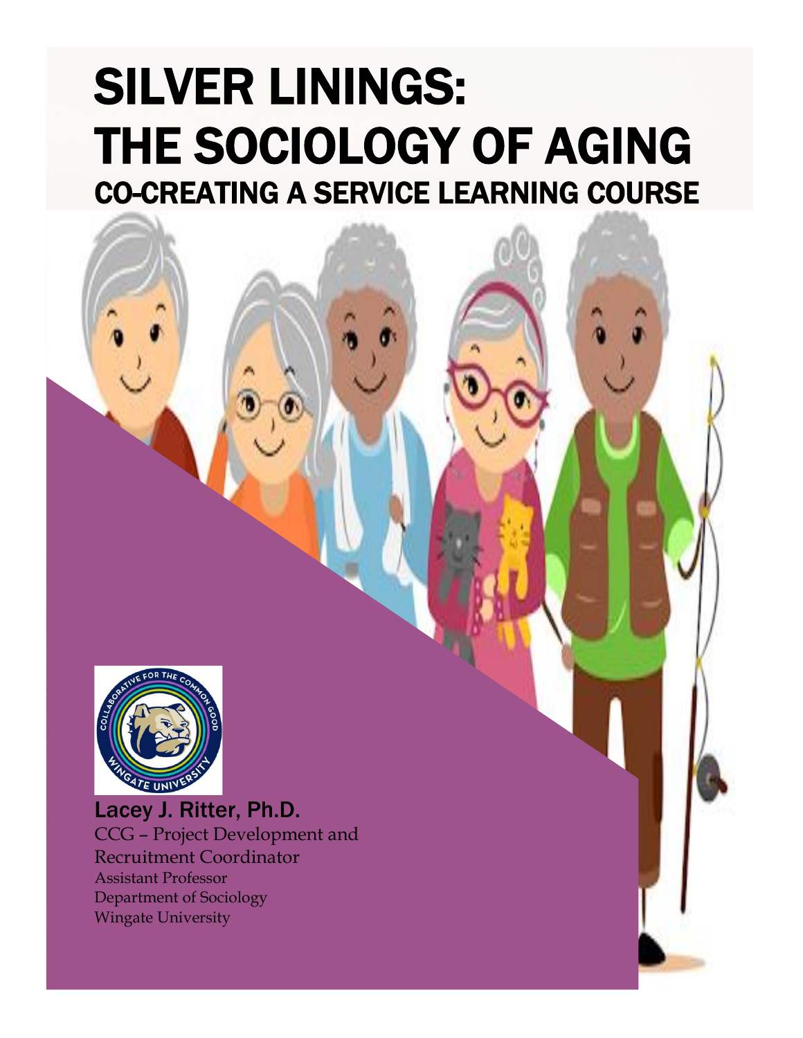# SILVER LININGS: THE SOCIOLOGY OF AGING

## CO-CREATING A SERVICE LEARNING COURSE

Lacey J. Ritter, Ph.D.
CCG – Project Development and Recruitment Coordinator
Assistant Professor
Department of Sociology
Wingate University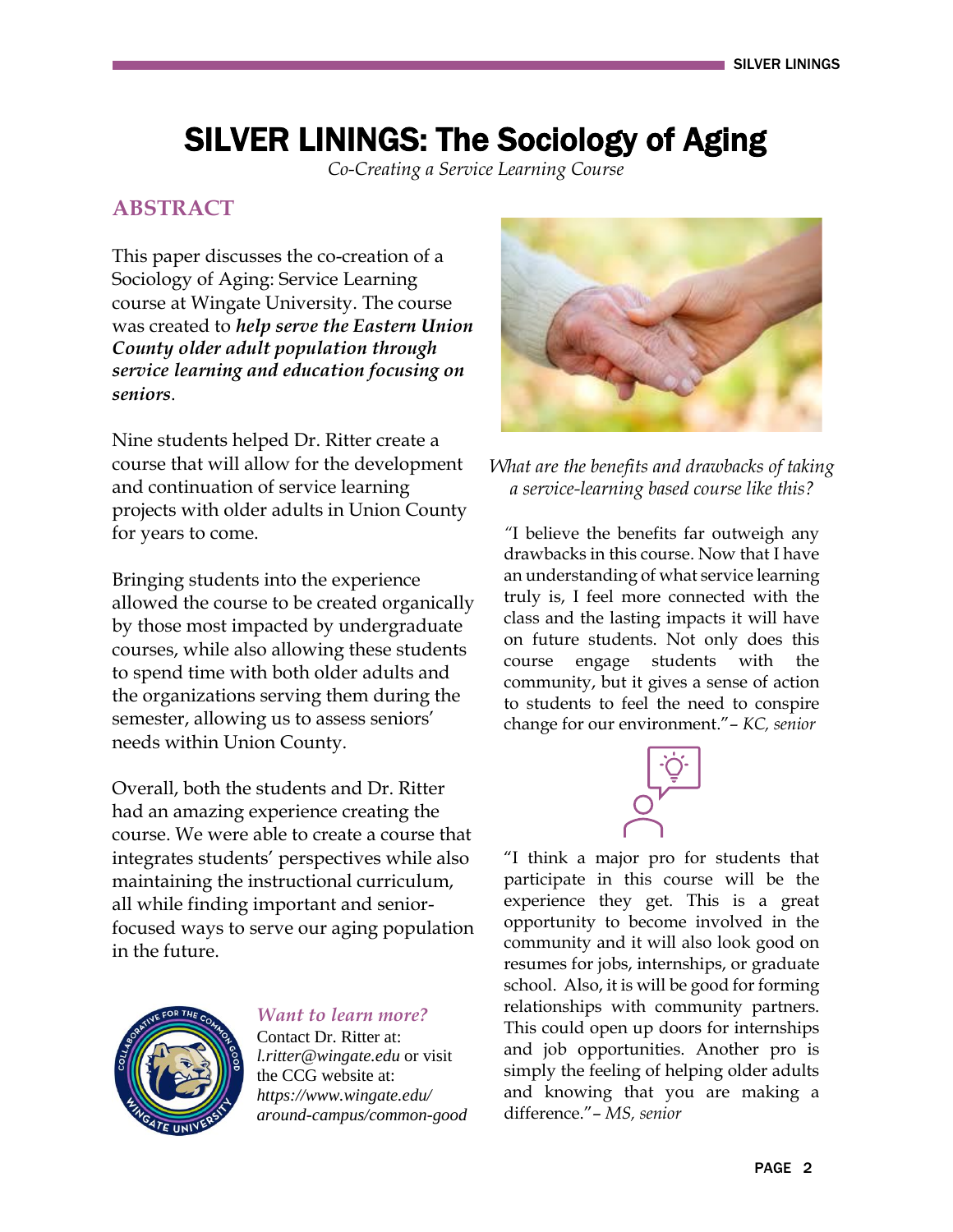# SILVER LININGS: The Sociology of Aging

*Co-Creating a Service Learning Course*

## ABSTRACT

This paper discusses the co-creation of a Sociology of Aging: Service Learning course at Wingate University. The course was created to ***help serve the Eastern Union County older adult population through service learning and education focusing on seniors***.

Nine students helped Dr. Ritter create a course that will allow for the development and continuation of service learning projects with older adults in Union County for years to come.

Bringing students into the experience allowed the course to be created organically by those most impacted by undergraduate courses, while also allowing these students to spend time with both older adults and the organizations serving them during the semester, allowing us to assess seniors' needs within Union County.

Overall, both the students and Dr. Ritter had an amazing experience creating the course. We were able to create a course that integrates students' perspectives while also maintaining the instructional curriculum, all while finding important and senior-focused ways to serve our aging population in the future.

***Want to learn more?***

Contact Dr. Ritter at: *l.ritter@wingate.edu* or visit the CCG website at: *https://www.wingate.edu/around-campus/common-good*

*What are the benefits and drawbacks of taking a service-learning based course like this?*

"I believe the benefits far outweigh any drawbacks in this course. Now that I have an understanding of what service learning truly is, I feel more connected with the class and the lasting impacts it will have on future students. Not only does this course engage students with the community, but it gives a sense of action to students to feel the need to conspire change for our environment."– *KC, senior*

"I think a major pro for students that participate in this course will be the experience they get. This is a great opportunity to become involved in the community and it will also look good on resumes for jobs, internships, or graduate school. Also, it is will be good for forming relationships with community partners. This could open up doors for internships and job opportunities. Another pro is simply the feeling of helping older adults and knowing that you are making a difference."– *MS, senior*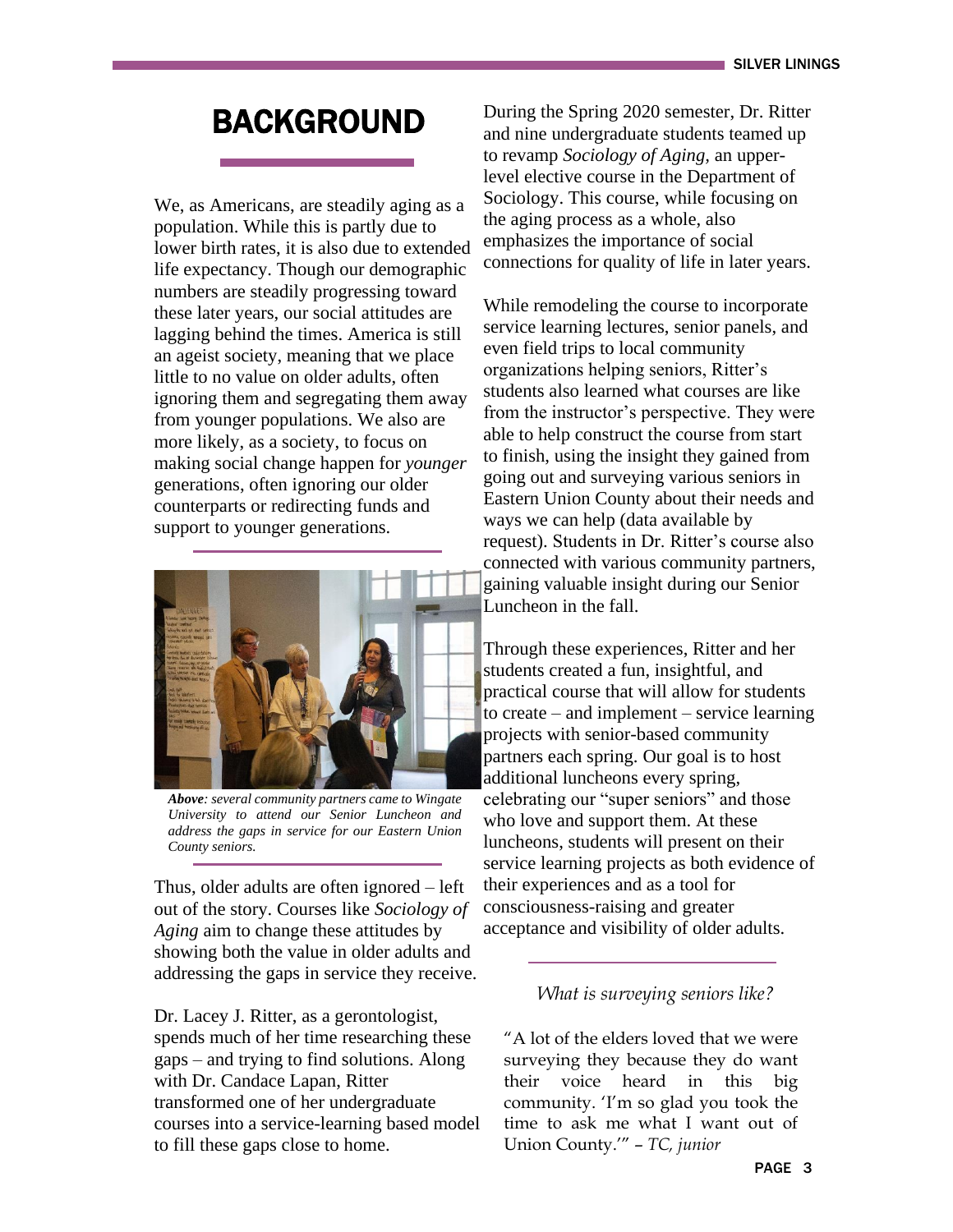# BACKGROUND

We, as Americans, are steadily aging as a population. While this is partly due to lower birth rates, it is also due to extended life expectancy. Though our demographic numbers are steadily progressing toward these later years, our social attitudes are lagging behind the times. America is still an ageist society, meaning that we place little to no value on older adults, often ignoring them and segregating them away from younger populations. We also are more likely, as a society, to focus on making social change happen for *younger* generations, often ignoring our older counterparts or redirecting funds and support to younger generations.

***Above**: several community partners came to Wingate University to attend our Senior Luncheon and address the gaps in service for our Eastern Union County seniors.*

Thus, older adults are often ignored – left out of the story. Courses like *Sociology of Aging* aim to change these attitudes by showing both the value in older adults and addressing the gaps in service they receive.

Dr. Lacey J. Ritter, as a gerontologist, spends much of her time researching these gaps – and trying to find solutions. Along with Dr. Candace Lapan, Ritter transformed one of her undergraduate courses into a service-learning based model to fill these gaps close to home.

During the Spring 2020 semester, Dr. Ritter and nine undergraduate students teamed up to revamp *Sociology of Aging,* an upper-level elective course in the Department of Sociology. This course, while focusing on the aging process as a whole, also emphasizes the importance of social connections for quality of life in later years.

While remodeling the course to incorporate service learning lectures, senior panels, and even field trips to local community organizations helping seniors, Ritter's students also learned what courses are like from the instructor's perspective. They were able to help construct the course from start to finish, using the insight they gained from going out and surveying various seniors in Eastern Union County about their needs and ways we can help (data available by request). Students in Dr. Ritter's course also connected with various community partners, gaining valuable insight during our Senior Luncheon in the fall.

Through these experiences, Ritter and her students created a fun, insightful, and practical course that will allow for students to create – and implement – service learning projects with senior-based community partners each spring. Our goal is to host additional luncheons every spring, celebrating our "super seniors" and those who love and support them. At these luncheons, students will present on their service learning projects as both evidence of their experiences and as a tool for consciousness-raising and greater acceptance and visibility of older adults.

*What is surveying seniors like?*

"A lot of the elders loved that we were surveying they because they do want their voice heard in this big community. 'I'm so glad you took the time to ask me what I want out of Union County.'" – *TC, junior*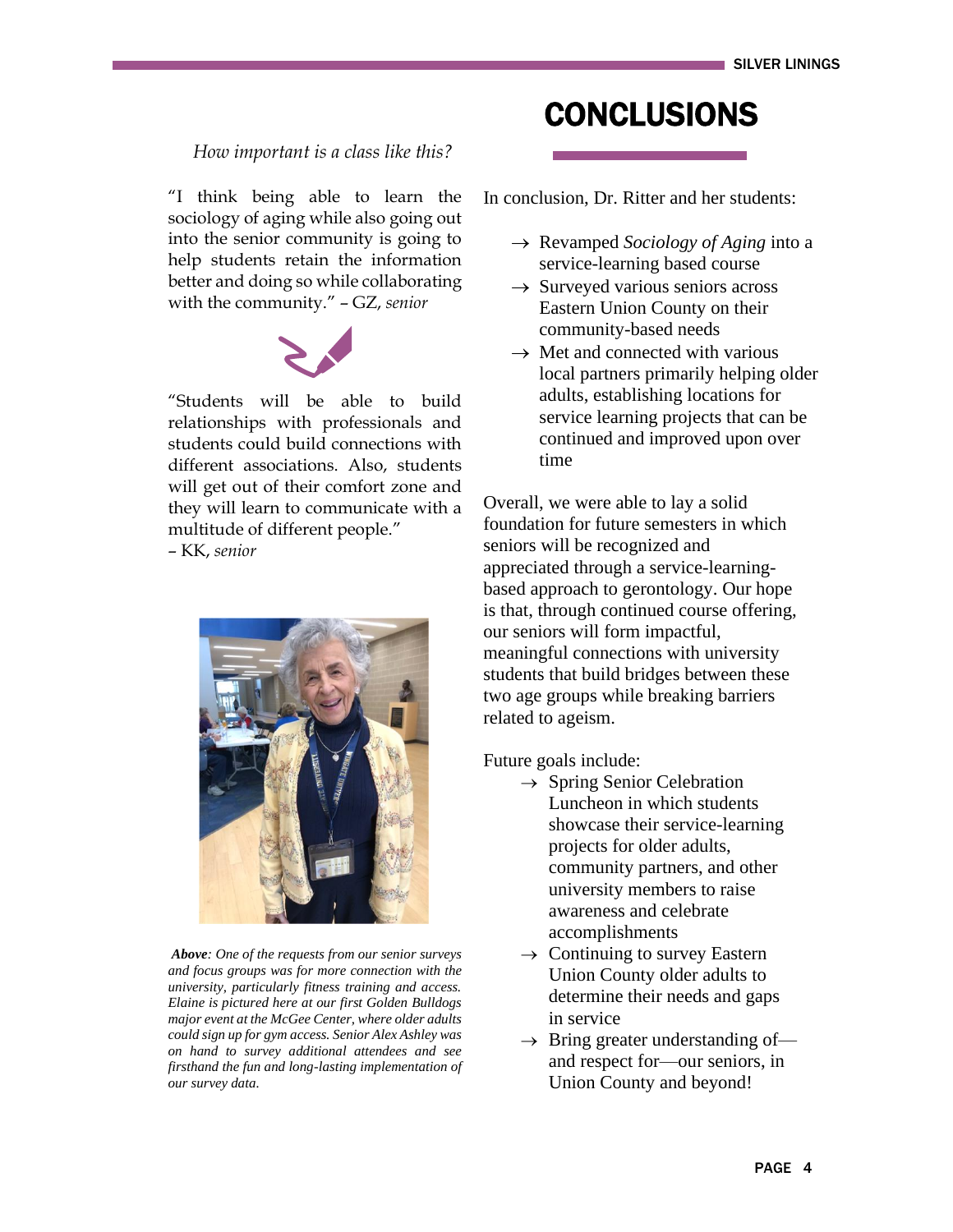*How important is a class like this?*

"I think being able to learn the sociology of aging while also going out into the senior community is going to help students retain the information better and doing so while collaborating with the community." – GZ, *senior*

"Students will be able to build relationships with professionals and students could build connections with different associations. Also, students will get out of their comfort zone and they will learn to communicate with a multitude of different people."
– KK, *senior*

***Above**: One of the requests from our senior surveys and focus groups was for more connection with the university, particularly fitness training and access. Elaine is pictured here at our first Golden Bulldogs major event at the McGee Center, where older adults could sign up for gym access. Senior Alex Ashley was on hand to survey additional attendees and see firsthand the fun and long-lasting implementation of our survey data.*

# CONCLUSIONS

In conclusion, Dr. Ritter and her students:

- → Revamped *Sociology of Aging* into a service-learning based course
- → Surveyed various seniors across Eastern Union County on their community-based needs
- → Met and connected with various local partners primarily helping older adults, establishing locations for service learning projects that can be continued and improved upon over time

Overall, we were able to lay a solid foundation for future semesters in which seniors will be recognized and appreciated through a service-learning-based approach to gerontology. Our hope is that, through continued course offering, our seniors will form impactful, meaningful connections with university students that build bridges between these two age groups while breaking barriers related to ageism.

Future goals include:

- → Spring Senior Celebration Luncheon in which students showcase their service-learning projects for older adults, community partners, and other university members to raise awareness and celebrate accomplishments
- → Continuing to survey Eastern Union County older adults to determine their needs and gaps in service
- → Bring greater understanding of—and respect for—our seniors, in Union County and beyond!